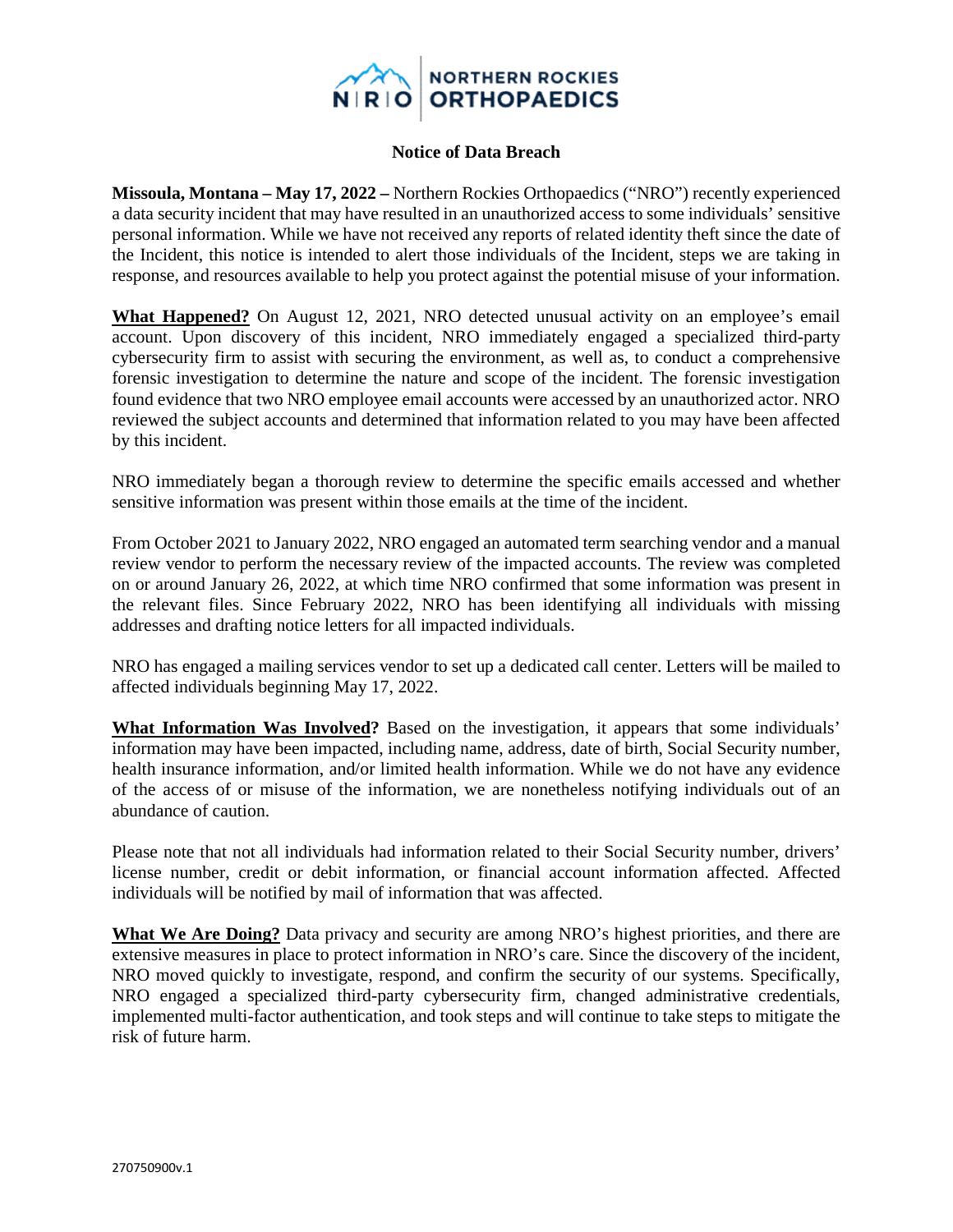NORTHERN ROCKIES ORTHOPAEDICS

## Notice of Data Breach

**Missoula, Montana – May 17, 2022 –** Northern Rockies Orthopaedics ("NRO") recently experienced a data security incident that may have resulted in an unauthorized access to some individuals' sensitive personal information. While we have not received any reports of related identity theft since the date of the Incident, this notice is intended to alert those individuals of the Incident, steps we are taking in response, and resources available to help you protect against the potential misuse of your information.

**What Happened?** On August 12, 2021, NRO detected unusual activity on an employee's email account. Upon discovery of this incident, NRO immediately engaged a specialized third-party cybersecurity firm to assist with securing the environment, as well as, to conduct a comprehensive forensic investigation to determine the nature and scope of the incident. The forensic investigation found evidence that two NRO employee email accounts were accessed by an unauthorized actor. NRO reviewed the subject accounts and determined that information related to you may have been affected by this incident.

NRO immediately began a thorough review to determine the specific emails accessed and whether sensitive information was present within those emails at the time of the incident.

From October 2021 to January 2022, NRO engaged an automated term searching vendor and a manual review vendor to perform the necessary review of the impacted accounts. The review was completed on or around January 26, 2022, at which time NRO confirmed that some information was present in the relevant files. Since February 2022, NRO has been identifying all individuals with missing addresses and drafting notice letters for all impacted individuals.

NRO has engaged a mailing services vendor to set up a dedicated call center. Letters will be mailed to affected individuals beginning May 17, 2022.

**What Information Was Involved?** Based on the investigation, it appears that some individuals' information may have been impacted, including name, address, date of birth, Social Security number, health insurance information, and/or limited health information. While we do not have any evidence of the access of or misuse of the information, we are nonetheless notifying individuals out of an abundance of caution.

Please note that not all individuals had information related to their Social Security number, drivers' license number, credit or debit information, or financial account information affected. Affected individuals will be notified by mail of information that was affected.

**What We Are Doing?** Data privacy and security are among NRO's highest priorities, and there are extensive measures in place to protect information in NRO's care. Since the discovery of the incident, NRO moved quickly to investigate, respond, and confirm the security of our systems. Specifically, NRO engaged a specialized third-party cybersecurity firm, changed administrative credentials, implemented multi-factor authentication, and took steps and will continue to take steps to mitigate the risk of future harm.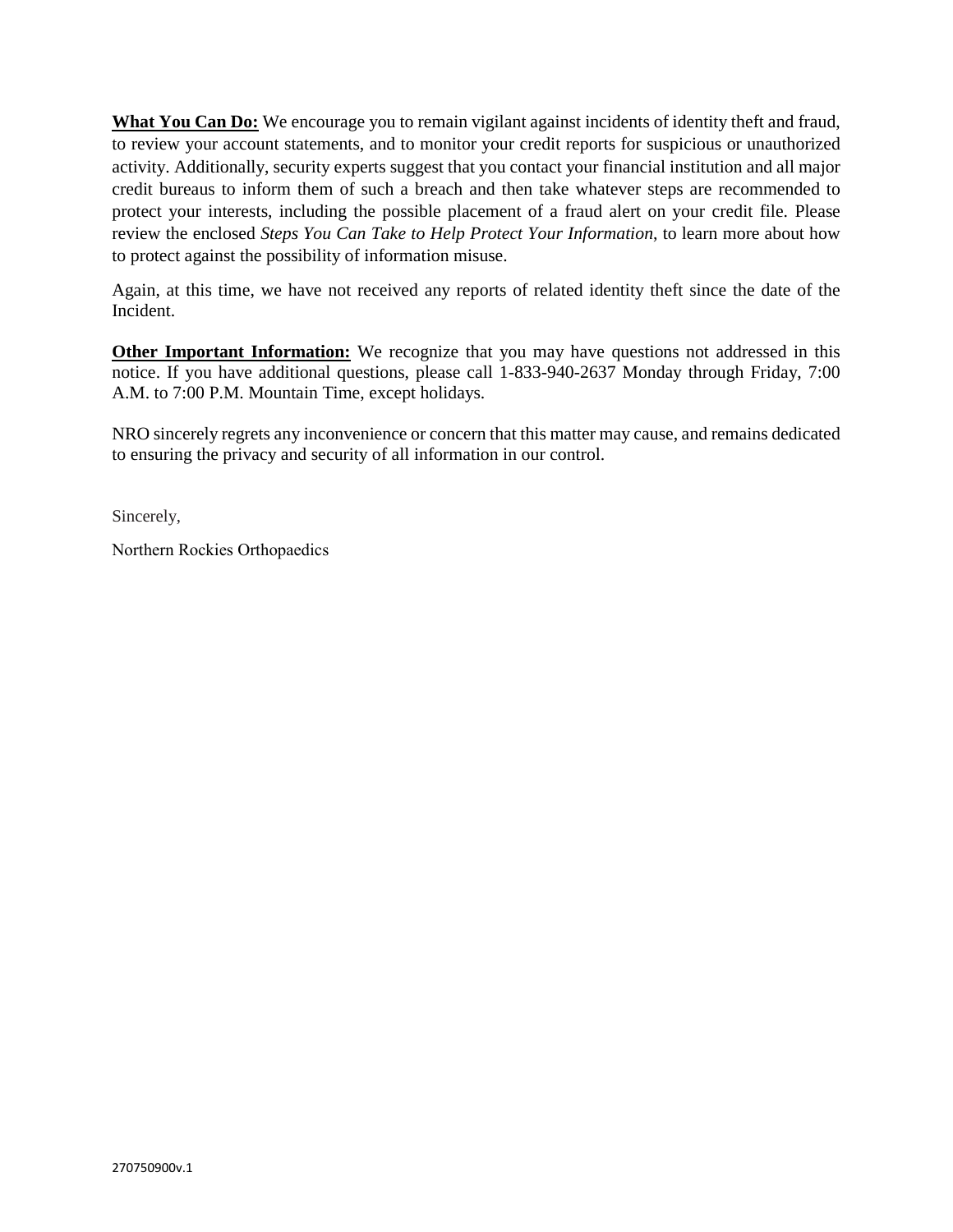**What You Can Do:** We encourage you to remain vigilant against incidents of identity theft and fraud, to review your account statements, and to monitor your credit reports for suspicious or unauthorized activity. Additionally, security experts suggest that you contact your financial institution and all major credit bureaus to inform them of such a breach and then take whatever steps are recommended to protect your interests, including the possible placement of a fraud alert on your credit file. Please review the enclosed *Steps You Can Take to Help Protect Your Information*, to learn more about how to protect against the possibility of information misuse.

Again, at this time, we have not received any reports of related identity theft since the date of the Incident.

**Other Important Information:** We recognize that you may have questions not addressed in this notice. If you have additional questions, please call 1-833-940-2637 Monday through Friday, 7:00 A.M. to 7:00 P.M. Mountain Time, except holidays.

NRO sincerely regrets any inconvenience or concern that this matter may cause, and remains dedicated to ensuring the privacy and security of all information in our control.

Sincerely,

Northern Rockies Orthopaedics

270750900v.1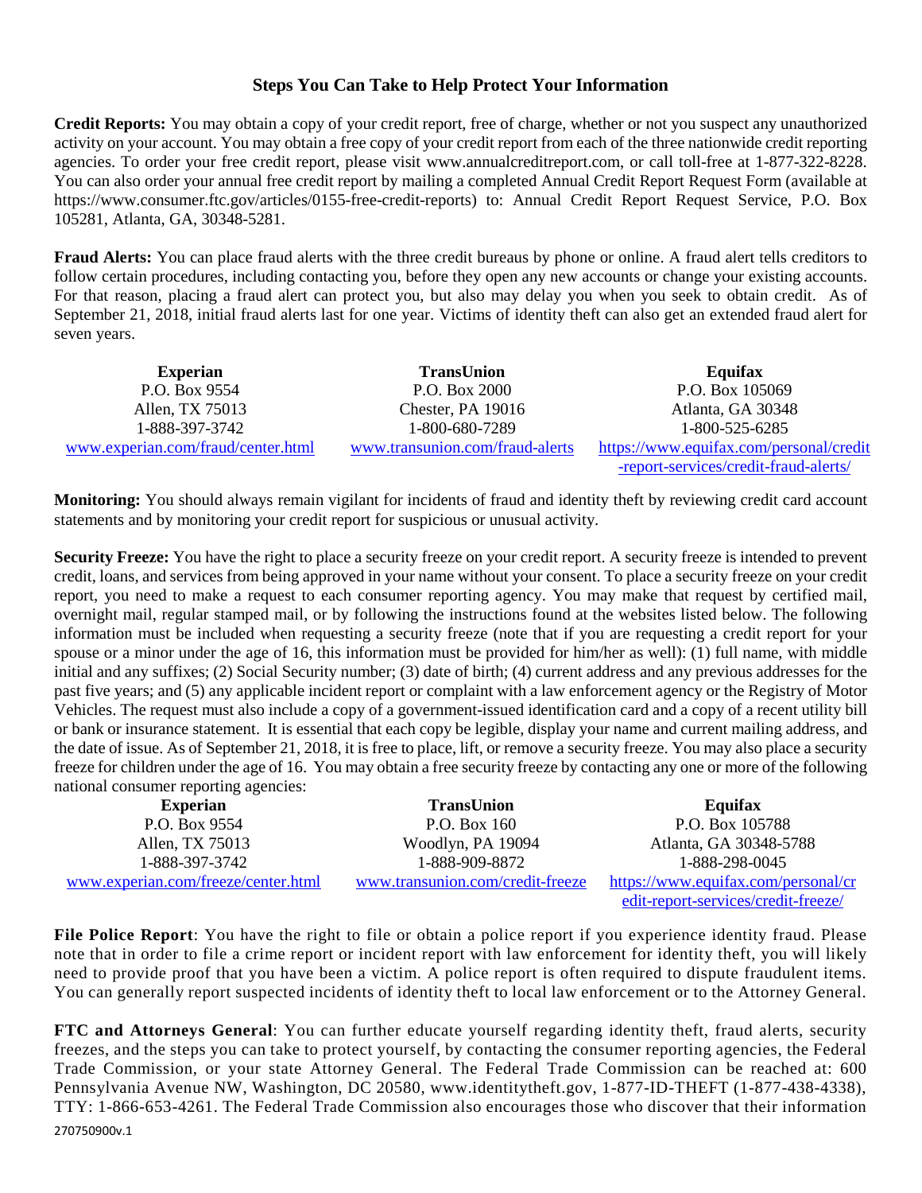## Steps You Can Take to Help Protect Your Information

**Credit Reports:** You may obtain a copy of your credit report, free of charge, whether or not you suspect any unauthorized activity on your account. You may obtain a free copy of your credit report from each of the three nationwide credit reporting agencies. To order your free credit report, please visit www.annualcreditreport.com, or call toll-free at 1-877-322-8228. You can also order your annual free credit report by mailing a completed Annual Credit Report Request Form (available at https://www.consumer.ftc.gov/articles/0155-free-credit-reports) to: Annual Credit Report Request Service, P.O. Box 105281, Atlanta, GA, 30348-5281.

**Fraud Alerts:** You can place fraud alerts with the three credit bureaus by phone or online. A fraud alert tells creditors to follow certain procedures, including contacting you, before they open any new accounts or change your existing accounts. For that reason, placing a fraud alert can protect you, but also may delay you when you seek to obtain credit. As of September 21, 2018, initial fraud alerts last for one year. Victims of identity theft can also get an extended fraud alert for seven years.

| Experian | TransUnion | Equifax |
|---|---|---|
| P.O. Box 9554 | P.O. Box 2000 | P.O. Box 105069 |
| Allen, TX 75013 | Chester, PA 19016 | Atlanta, GA 30348 |
| 1-888-397-3742 | 1-800-680-7289 | 1-800-525-6285 |
| www.experian.com/fraud/center.html | www.transunion.com/fraud-alerts | https://www.equifax.com/personal/credit-report-services/credit-fraud-alerts/ |

**Monitoring:** You should always remain vigilant for incidents of fraud and identity theft by reviewing credit card account statements and by monitoring your credit report for suspicious or unusual activity.

**Security Freeze:** You have the right to place a security freeze on your credit report. A security freeze is intended to prevent credit, loans, and services from being approved in your name without your consent. To place a security freeze on your credit report, you need to make a request to each consumer reporting agency. You may make that request by certified mail, overnight mail, regular stamped mail, or by following the instructions found at the websites listed below. The following information must be included when requesting a security freeze (note that if you are requesting a credit report for your spouse or a minor under the age of 16, this information must be provided for him/her as well): (1) full name, with middle initial and any suffixes; (2) Social Security number; (3) date of birth; (4) current address and any previous addresses for the past five years; and (5) any applicable incident report or complaint with a law enforcement agency or the Registry of Motor Vehicles. The request must also include a copy of a government-issued identification card and a copy of a recent utility bill or bank or insurance statement. It is essential that each copy be legible, display your name and current mailing address, and the date of issue. As of September 21, 2018, it is free to place, lift, or remove a security freeze. You may also place a security freeze for children under the age of 16. You may obtain a free security freeze by contacting any one or more of the following national consumer reporting agencies:

| Experian | TransUnion | Equifax |
|---|---|---|
| P.O. Box 9554 | P.O. Box 160 | P.O. Box 105788 |
| Allen, TX 75013 | Woodlyn, PA 19094 | Atlanta, GA 30348-5788 |
| 1-888-397-3742 | 1-888-909-8872 | 1-888-298-0045 |
| www.experian.com/freeze/center.html | www.transunion.com/credit-freeze | https://www.equifax.com/personal/credit-report-services/credit-freeze/ |

**File Police Report**: You have the right to file or obtain a police report if you experience identity fraud. Please note that in order to file a crime report or incident report with law enforcement for identity theft, you will likely need to provide proof that you have been a victim. A police report is often required to dispute fraudulent items. You can generally report suspected incidents of identity theft to local law enforcement or to the Attorney General.

**FTC and Attorneys General**: You can further educate yourself regarding identity theft, fraud alerts, security freezes, and the steps you can take to protect yourself, by contacting the consumer reporting agencies, the Federal Trade Commission, or your state Attorney General. The Federal Trade Commission can be reached at: 600 Pennsylvania Avenue NW, Washington, DC 20580, www.identitytheft.gov, 1-877-ID-THEFT (1-877-438-4338), TTY: 1-866-653-4261. The Federal Trade Commission also encourages those who discover that their information

270750900v.1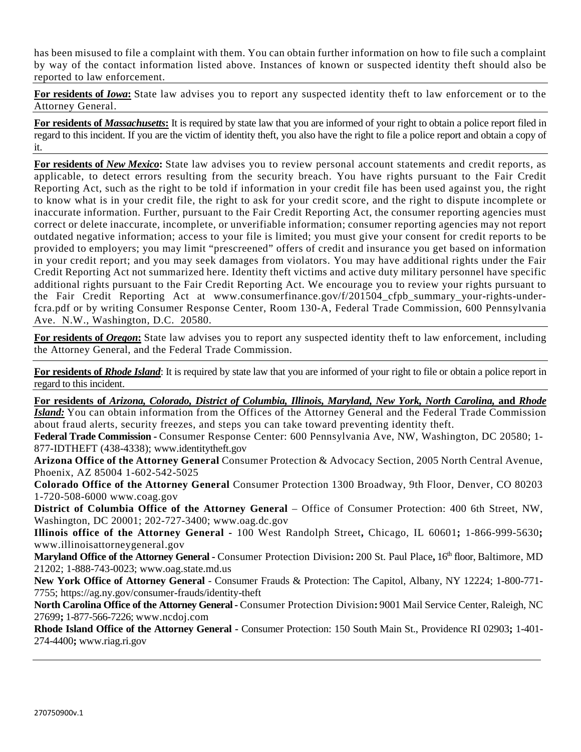has been misused to file a complaint with them. You can obtain further information on how to file such a complaint by way of the contact information listed above. Instances of known or suspected identity theft should also be reported to law enforcement.

**For residents of *Iowa*:** State law advises you to report any suspected identity theft to law enforcement or to the Attorney General.

**For residents of *Massachusetts*:** It is required by state law that you are informed of your right to obtain a police report filed in regard to this incident. If you are the victim of identity theft, you also have the right to file a police report and obtain a copy of it.

**For residents of *New Mexico*:** State law advises you to review personal account statements and credit reports, as applicable, to detect errors resulting from the security breach. You have rights pursuant to the Fair Credit Reporting Act, such as the right to be told if information in your credit file has been used against you, the right to know what is in your credit file, the right to ask for your credit score, and the right to dispute incomplete or inaccurate information. Further, pursuant to the Fair Credit Reporting Act, the consumer reporting agencies must correct or delete inaccurate, incomplete, or unverifiable information; consumer reporting agencies may not report outdated negative information; access to your file is limited; you must give your consent for credit reports to be provided to employers; you may limit "prescreened" offers of credit and insurance you get based on information in your credit report; and you may seek damages from violators. You may have additional rights under the Fair Credit Reporting Act not summarized here. Identity theft victims and active duty military personnel have specific additional rights pursuant to the Fair Credit Reporting Act. We encourage you to review your rights pursuant to the Fair Credit Reporting Act at www.consumerfinance.gov/f/201504_cfpb_summary_your-rights-under-fcra.pdf or by writing Consumer Response Center, Room 130-A, Federal Trade Commission, 600 Pennsylvania Ave. N.W., Washington, D.C. 20580.

**For residents of *Oregon*:** State law advises you to report any suspected identity theft to law enforcement, including the Attorney General, and the Federal Trade Commission.

**For residents of *Rhode Island***: It is required by state law that you are informed of your right to file or obtain a police report in regard to this incident.

**For residents of *Arizona, Colorado, District of Columbia, Illinois, Maryland, New York, North Carolina,* and *Rhode Island:*** You can obtain information from the Offices of the Attorney General and the Federal Trade Commission about fraud alerts, security freezes, and steps you can take toward preventing identity theft.

**Federal Trade Commission -** Consumer Response Center: 600 Pennsylvania Ave, NW, Washington, DC 20580; 1-877-IDTHEFT (438-4338); www.identitytheft.gov

**Arizona Office of the Attorney General** Consumer Protection & Advocacy Section, 2005 North Central Avenue, Phoenix, AZ 85004 1-602-542-5025

**Colorado Office of the Attorney General** Consumer Protection 1300 Broadway, 9th Floor, Denver, CO 80203 1-720-508-6000 www.coag.gov

**District of Columbia Office of the Attorney General** – Office of Consumer Protection: 400 6th Street, NW, Washington, DC 20001; 202-727-3400; www.oag.dc.gov

**Illinois office of the Attorney General -** 100 West Randolph Street**,** Chicago, IL 60601**;** 1-866-999-5630**;** www.illinoisattorneygeneral.gov

**Maryland Office of the Attorney General -** Consumer Protection Division**:** 200 St. Paul Place**,** 16th floor, Baltimore, MD 21202; 1-888-743-0023; www.oag.state.md.us

**New York Office of Attorney General** - Consumer Frauds & Protection: The Capitol, Albany, NY 12224; 1-800-771-7755; https://ag.ny.gov/consumer-frauds/identity-theft

**North Carolina Office of the Attorney General -** Consumer Protection Division**:** 9001 Mail Service Center, Raleigh, NC 27699**;** 1-877-566-7226; www.ncdoj.com

**Rhode Island Office of the Attorney General -** Consumer Protection: 150 South Main St., Providence RI 02903**;** 1-401-274-4400**;** www.riag.ri.gov

270750900v.1